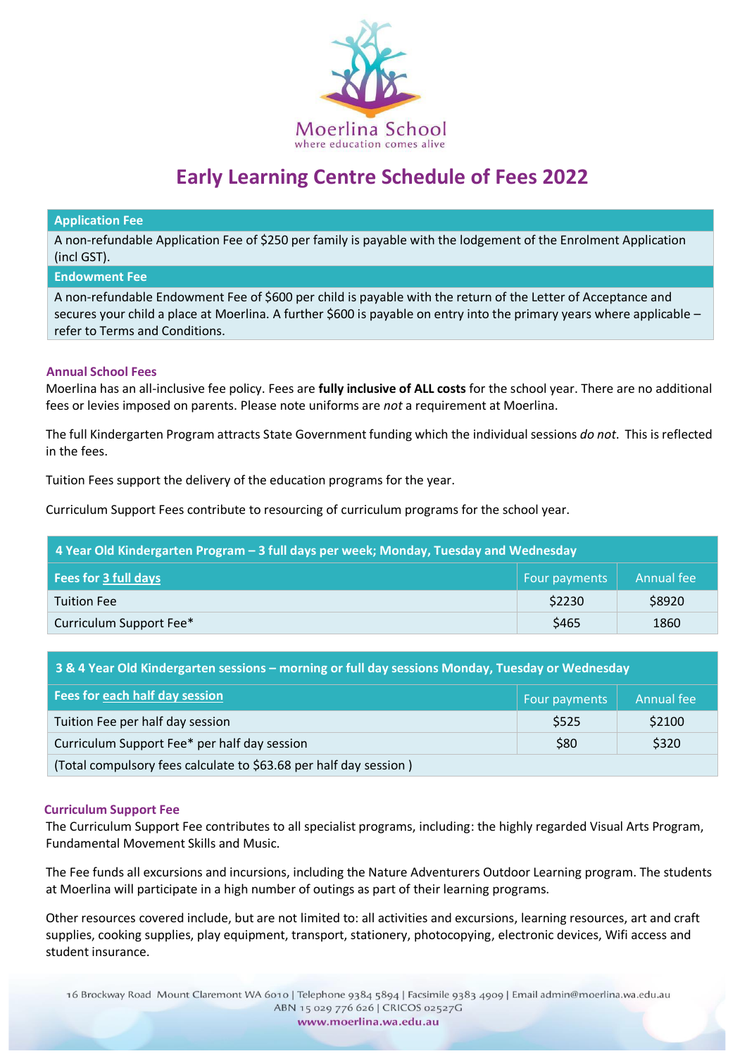Moerlina School
where education comes alive

# Early Learning Centre Schedule of Fees 2022

| Application Fee |
|---|
| A non-refundable Application Fee of $250 per family is payable with the lodgement of the Enrolment Application (incl GST). |
| **Endowment Fee** |
| A non-refundable Endowment Fee of $600 per child is payable with the return of the Letter of Acceptance and secures your child a place at Moerlina. A further $600 is payable on entry into the primary years where applicable – refer to Terms and Conditions. |

### Annual School Fees

Moerlina has an all-inclusive fee policy. Fees are **fully inclusive of ALL costs** for the school year. There are no additional fees or levies imposed on parents. Please note uniforms are *not* a requirement at Moerlina.

The full Kindergarten Program attracts State Government funding which the individual sessions *do not*. This is reflected in the fees.

Tuition Fees support the delivery of the education programs for the year.

Curriculum Support Fees contribute to resourcing of curriculum programs for the school year.

| 4 Year Old Kindergarten Program – 3 full days per week; Monday, Tuesday and Wednesday | | |
|---|---|---|
| **Fees for 3 full days** | Four payments | Annual fee |
| Tuition Fee | $2230 | $8920 |
| Curriculum Support Fee* | $465 | 1860 |

| 3 & 4 Year Old Kindergarten sessions – morning or full day sessions Monday, Tuesday or Wednesday | | |
|---|---|---|
| **Fees for each half day session** | Four payments | Annual fee |
| Tuition Fee per half day session | $525 | $2100 |
| Curriculum Support Fee* per half day session | $80 | $320 |
| (Total compulsory fees calculate to $63.68 per half day session ) | | |

### Curriculum Support Fee

The Curriculum Support Fee contributes to all specialist programs, including: the highly regarded Visual Arts Program, Fundamental Movement Skills and Music.

The Fee funds all excursions and incursions, including the Nature Adventurers Outdoor Learning program. The students at Moerlina will participate in a high number of outings as part of their learning programs.

Other resources covered include, but are not limited to: all activities and excursions, learning resources, art and craft supplies, cooking supplies, play equipment, transport, stationery, photocopying, electronic devices, Wifi access and student insurance.

16 Brockway Road Mount Claremont WA 6010 | Telephone 9384 5894 | Facsimile 9383 4909 | Email admin@moerlina.wa.edu.au
ABN 15 029 776 626 | CRICOS 02527G
www.moerlina.wa.edu.au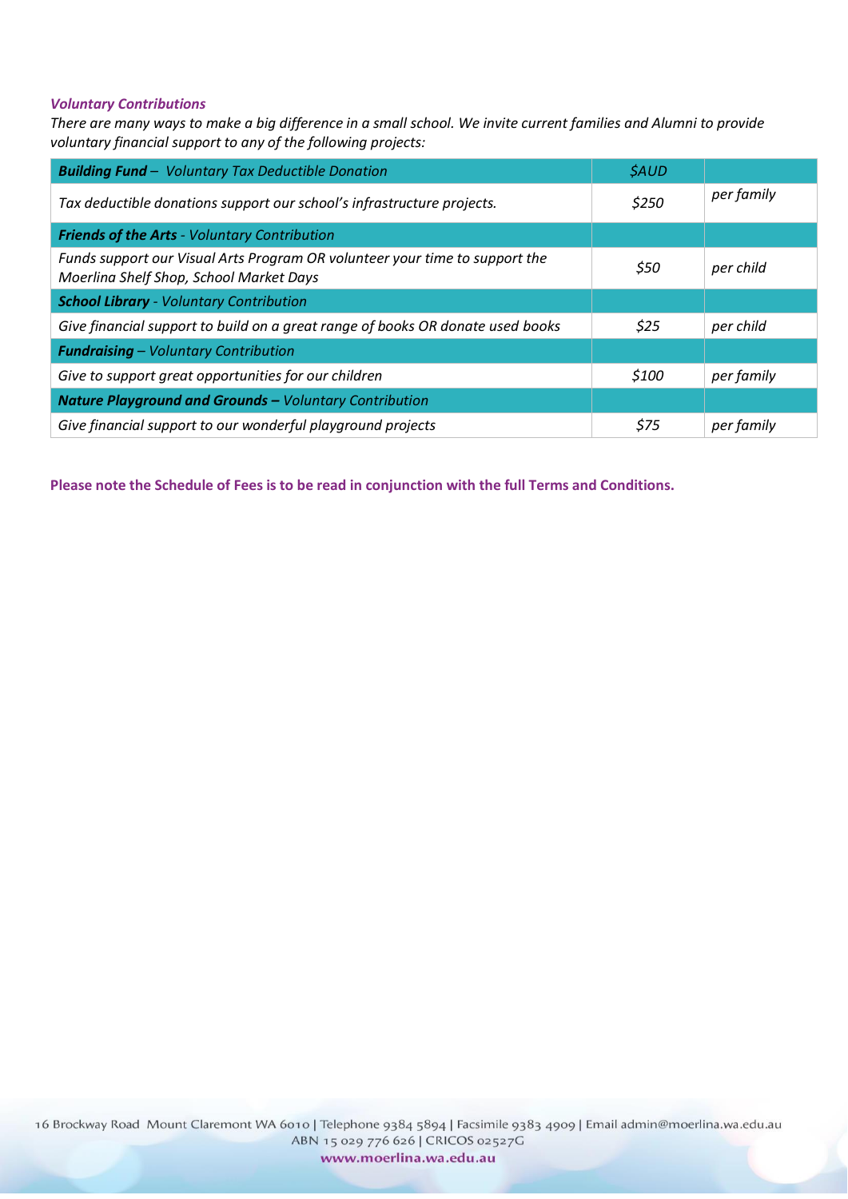***Voluntary Contributions***

*There are many ways to make a big difference in a small school. We invite current families and Alumni to provide voluntary financial support to any of the following projects:*

| ***Building Fund*** *– Voluntary Tax Deductible Donation* | *$AUD* | |
|---|---|---|
| *Tax deductible donations support our school's infrastructure projects.* | *$250* | *per family* |
| ***Friends of the Arts*** *- Voluntary Contribution* | | |
| *Funds support our Visual Arts Program OR volunteer your time to support the Moerlina Shelf Shop, School Market Days* | *$50* | *per child* |
| ***School Library*** *- Voluntary Contribution* | | |
| *Give financial support to build on a great range of books OR donate used books* | *$25* | *per child* |
| ***Fundraising*** *– Voluntary Contribution* | | |
| *Give to support great opportunities for our children* | *$100* | *per family* |
| ***Nature Playground and Grounds –*** *Voluntary Contribution* | | |
| *Give financial support to our wonderful playground projects* | *$75* | *per family* |

**Please note the Schedule of Fees is to be read in conjunction with the full Terms and Conditions.**

16 Brockway Road Mount Claremont WA 6010 | Telephone 9384 5894 | Facsimile 9383 4909 | Email admin@moerlina.wa.edu.au
ABN 15 029 776 626 | CRICOS 02527G
**www.moerlina.wa.edu.au**